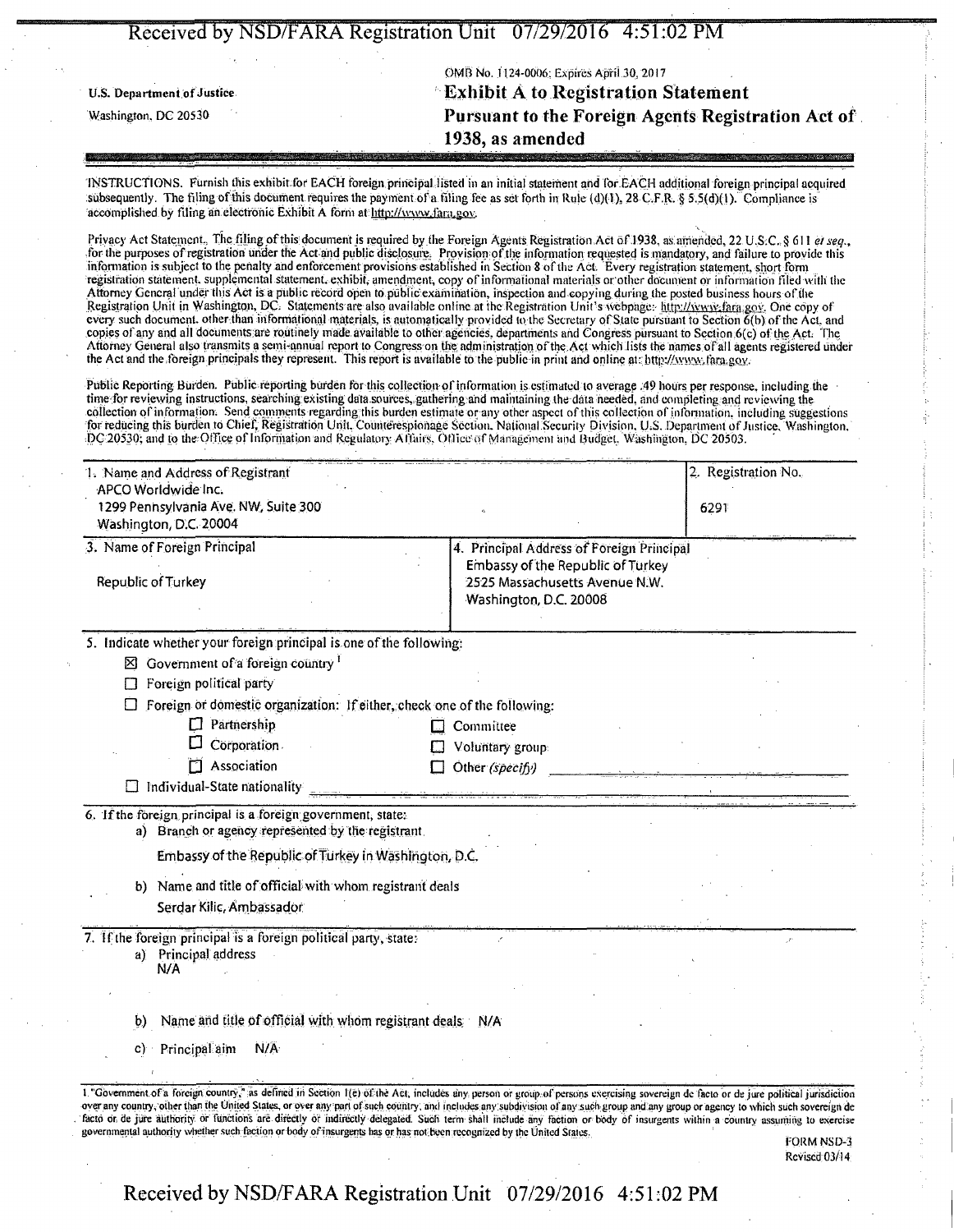U.S. Department of Justice
Washington, DC 20530

OMB No. 1124-0006; Expires April 30, 2017

# Exhibit A to Registration Statement Pursuant to the Foreign Agents Registration Act of 1938, as amended

INSTRUCTIONS. Furnish this exhibit for EACH foreign principal listed in an initial statement and for EACH additional foreign principal acquired subsequently. The filing of this document requires the payment of a filing fee as set forth in Rule (d)(1), 28 C.F.R. § 5.5(d)(1). Compliance is accomplished by filing an electronic Exhibit A form at http://www.fara.gov.

Privacy Act Statement. The filing of this document is required by the Foreign Agents Registration Act of 1938, as amended, 22 U.S.C. § 611 *et seq.*, for the purposes of registration under the Act and public disclosure. Provision of the information requested is mandatory, and failure to provide this information is subject to the penalty and enforcement provisions established in Section 8 of the Act. Every registration statement, short form registration statement, supplemental statement, exhibit, amendment, copy of informational materials or other document or information filed with the Attorney General under this Act is a public record open to public examination, inspection and copying during the posted business hours of the Registration Unit in Washington, DC. Statements are also available online at the Registration Unit's webpage: http://www.fara.gov. One copy of every such document, other than informational materials, is automatically provided to the Secretary of State pursuant to Section 6(b) of the Act, and copies of any and all documents are routinely made available to other agencies, departments and Congress pursuant to Section 6(c) of the Act. The Attorney General also transmits a semi-annual report to Congress on the administration of the Act which lists the names of all agents registered under the Act and the foreign principals they represent. This report is available to the public in print and online at: http://www.fara.gov.

Public Reporting Burden. Public reporting burden for this collection of information is estimated to average .49 hours per response, including the time for reviewing instructions, searching existing data sources, gathering and maintaining the data needed, and completing and reviewing the collection of information. Send comments regarding this burden estimate or any other aspect of this collection of information, including suggestions for reducing this burden to Chief, Registration Unit, Counterespionage Section, National Security Division, U.S. Department of Justice, Washington, DC 20530; and to the Office of Information and Regulatory Affairs, Office of Management and Budget, Washington, DC 20503.

| 1. Name and Address of Registrant | 2. Registration No. |
|---|---|
| APCO Worldwide Inc.<br>1299 Pennsylvania Ave. NW, Suite 300<br>Washington, D.C. 20004 | 6291 |

| 3. Name of Foreign Principal | 4. Principal Address of Foreign Principal |
|---|---|
| Republic of Turkey | Embassy of the Republic of Turkey<br>2525 Massachusetts Avenue N.W.<br>Washington, D.C. 20008 |

5. Indicate whether your foreign principal is one of the following:

- ☒ Government of a foreign country [1]
- ☐ Foreign political party
- ☐ Foreign or domestic organization: If either, check one of the following:
  - ☐ Partnership
  - ☐ Corporation
  - ☐ Association
  - ☐ Committee
  - ☐ Voluntary group
  - ☐ Other *(specify)*
- ☐ Individual-State nationality

6. If the foreign principal is a foreign government, state:

a) Branch or agency represented by the registrant

Embassy of the Republic of Turkey in Washington, D.C.

b) Name and title of official with whom registrant deals

Serdar Kilic, Ambassador

7. If the foreign principal is a foreign political party, state:

a) Principal address
N/A

b) Name and title of official with whom registrant deals N/A

c) Principal aim N/A

1 "Government of a foreign country," as defined in Section 1(e) of the Act, includes any person or group of persons exercising sovereign de facto or de jure political jurisdiction over any country, other than the United States, or over any part of such country, and includes any subdivision of any such group and any group or agency to which such sovereign de facto or de jure authority or functions are directly or indirectly delegated. Such term shall include any faction or body of insurgents within a country assuming to exercise governmental authority whether such faction or body of insurgents has or has not been recognized by the United States.

FORM NSD-3
Revised 03/14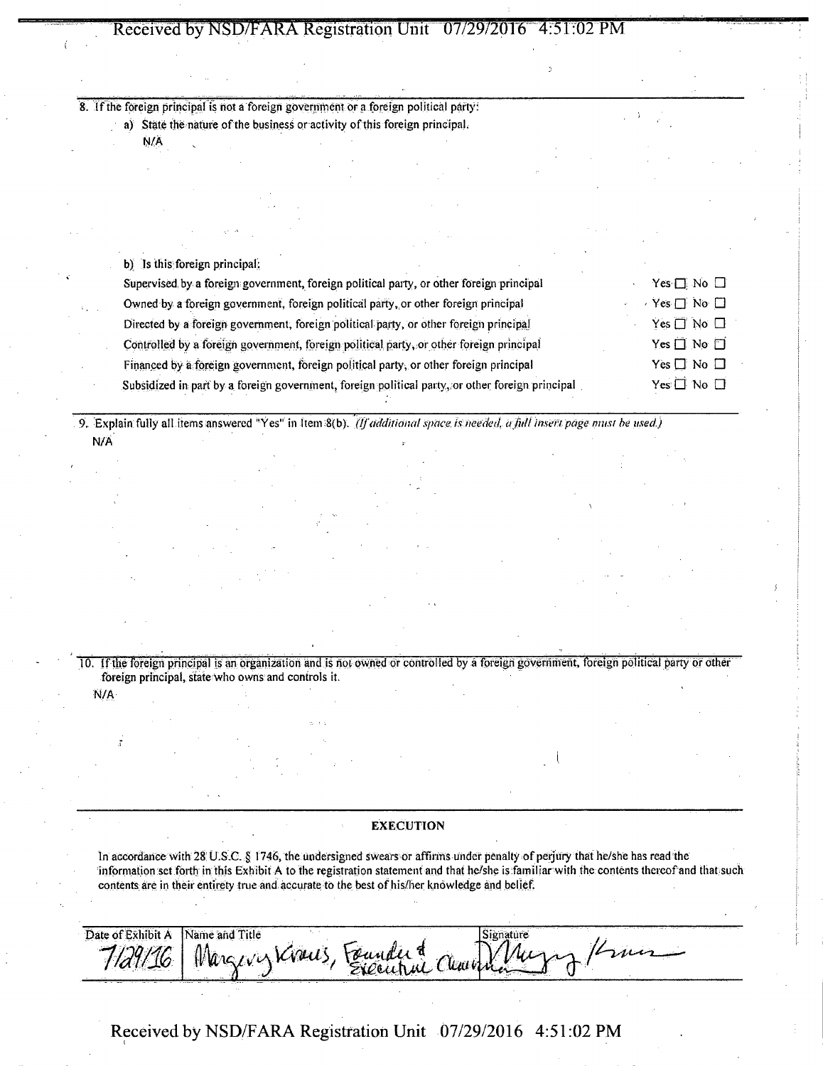8. If the foreign principal is not a foreign government or a foreign political party:

   a) State the nature of the business or activity of this foreign principal.

   N/A

   b) Is this foreign principal:

| | |
|---|---|
| Supervised by a foreign government, foreign political party, or other foreign principal | Yes ☐ No ☐ |
| Owned by a foreign government, foreign political party, or other foreign principal | Yes ☐ No ☐ |
| Directed by a foreign government, foreign political party, or other foreign principal | Yes ☐ No ☐ |
| Controlled by a foreign government, foreign political party, or other foreign principal | Yes ☐ No ☐ |
| Financed by a foreign government, foreign political party, or other foreign principal | Yes ☐ No ☐ |
| Subsidized in part by a foreign government, foreign political party, or other foreign principal | Yes ☐ No ☐ |

9. Explain fully all items answered "Yes" in Item 8(b). *(If additional space is needed, a full insert page must be used.)*

   N/A

10. If the foreign principal is an organization and is not owned or controlled by a foreign government, foreign political party or other foreign principal, state who owns and controls it.

   N/A

## EXECUTION

In accordance with 28 U.S.C. § 1746, the undersigned swears or affirms under penalty of perjury that he/she has read the information set forth in this Exhibit A to the registration statement and that he/she is familiar with the contents thereof and that such contents are in their entirety true and accurate to the best of his/her knowledge and belief.

| Date of Exhibit A | Name and Title | Signature |
|---|---|---|
| 7/29/16 | Margery Kraus, Founder & Executive Chairman | Margery Kraus |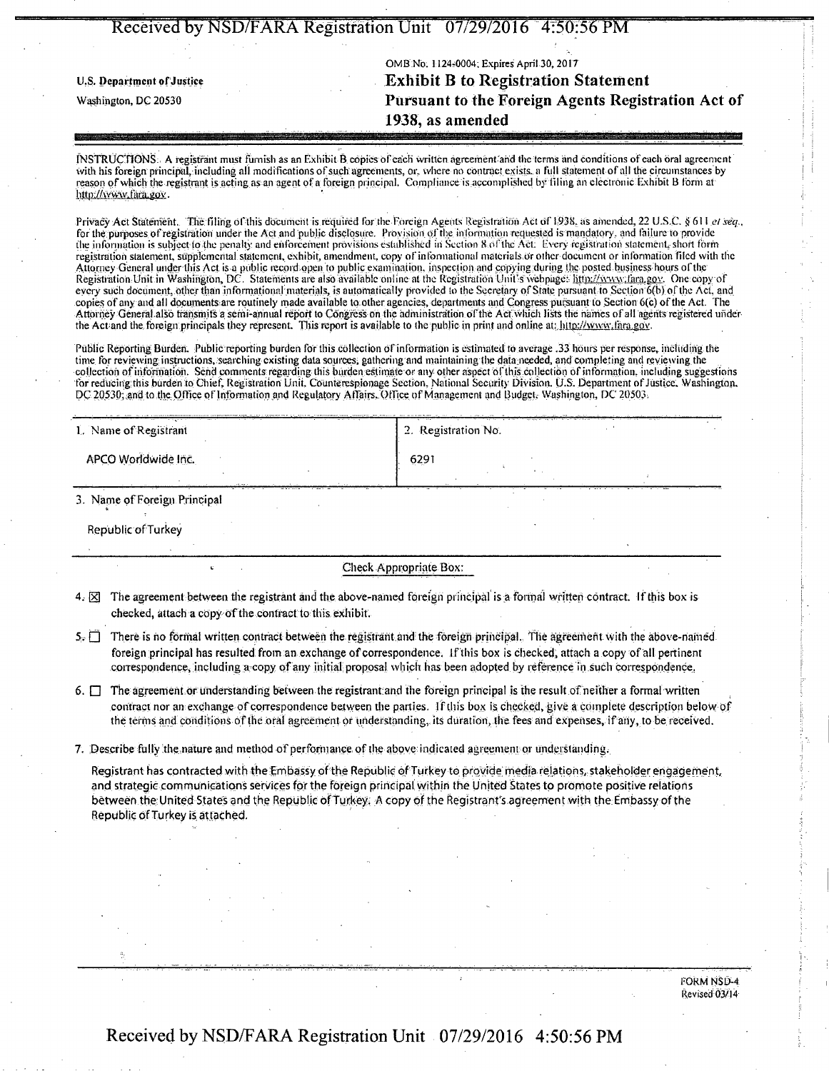Received by NSD/FARA Registration Unit 07/29/2016 4:50:56 PM

U.S. Department of Justice
Washington, DC 20530

OMB No. 1124-0004; Expires April 30, 2017

# Exhibit B to Registration Statement Pursuant to the Foreign Agents Registration Act of 1938, as amended

INSTRUCTIONS. A registrant must furnish as an Exhibit B copies of each written agreement and the terms and conditions of each oral agreement with his foreign principal, including all modifications of such agreements, or, where no contract exists, a full statement of all the circumstances by reason of which the registrant is acting as an agent of a foreign principal. Compliance is accomplished by filing an electronic Exhibit B form at http://www.fara.gov.

Privacy Act Statement. The filing of this document is required for the Foreign Agents Registration Act of 1938, as amended, 22 U.S.C. § 611 *et seq.*, for the purposes of registration under the Act and public disclosure. Provision of the information requested is mandatory, and failure to provide the information is subject to the penalty and enforcement provisions established in Section 8 of the Act. Every registration statement, short form registration statement, supplemental statement, exhibit, amendment, copy of informational materials or other document or information filed with the Attorney General under this Act is a public record open to public examination, inspection and copying during the posted business hours of the Registration Unit in Washington, DC. Statements are also available online at the Registration Unit's webpage: http://www.fara.gov. One copy of every such document, other than informational materials, is automatically provided to the Secretary of State pursuant to Section 6(b) of the Act, and copies of any and all documents are routinely made available to other agencies, departments and Congress pursuant to Section 6(c) of the Act. The Attorney General also transmits a semi-annual report to Congress on the administration of the Act which lists the names of all agents registered under the Act and the foreign principals they represent. This report is available to the public in print and online at: http://www.fara.gov.

Public Reporting Burden. Public reporting burden for this collection of information is estimated to average .33 hours per response, including the time for reviewing instructions, searching existing data sources, gathering and maintaining the data needed, and completing and reviewing the collection of information. Send comments regarding this burden estimate or any other aspect of this collection of information, including suggestions for reducing this burden to Chief, Registration Unit, Counterespionage Section, National Security Division, U.S. Department of Justice, Washington, DC 20530; and to the Office of Information and Regulatory Affairs, Office of Management and Budget, Washington, DC 20503.

| 1. Name of Registrant | 2. Registration No. |
|---|---|
| APCO Worldwide Inc. | 6291 |

3. Name of Foreign Principal

Republic of Turkey

Check Appropriate Box:

4. ☒ The agreement between the registrant and the above-named foreign principal is a formal written contract. If this box is checked, attach a copy of the contract to this exhibit.

5. ☐ There is no formal written contract between the registrant and the foreign principal. The agreement with the above-named foreign principal has resulted from an exchange of correspondence. If this box is checked, attach a copy of all pertinent correspondence, including a copy of any initial proposal which has been adopted by reference in such correspondence.

6. ☐ The agreement or understanding between the registrant and the foreign principal is the result of neither a formal written contract nor an exchange of correspondence between the parties. If this box is checked, give a complete description below of the terms and conditions of the oral agreement or understanding, its duration, the fees and expenses, if any, to be received.

7. Describe fully the nature and method of performance of the above indicated agreement or understanding.

Registrant has contracted with the Embassy of the Republic of Turkey to provide media relations, stakeholder engagement, and strategic communications services for the foreign principal within the United States to promote positive relations between the United States and the Republic of Turkey. A copy of the Registrant's agreement with the Embassy of the Republic of Turkey is attached.

FORM NSD-4
Revised 03/14

Received by NSD/FARA Registration Unit 07/29/2016 4:50:56 PM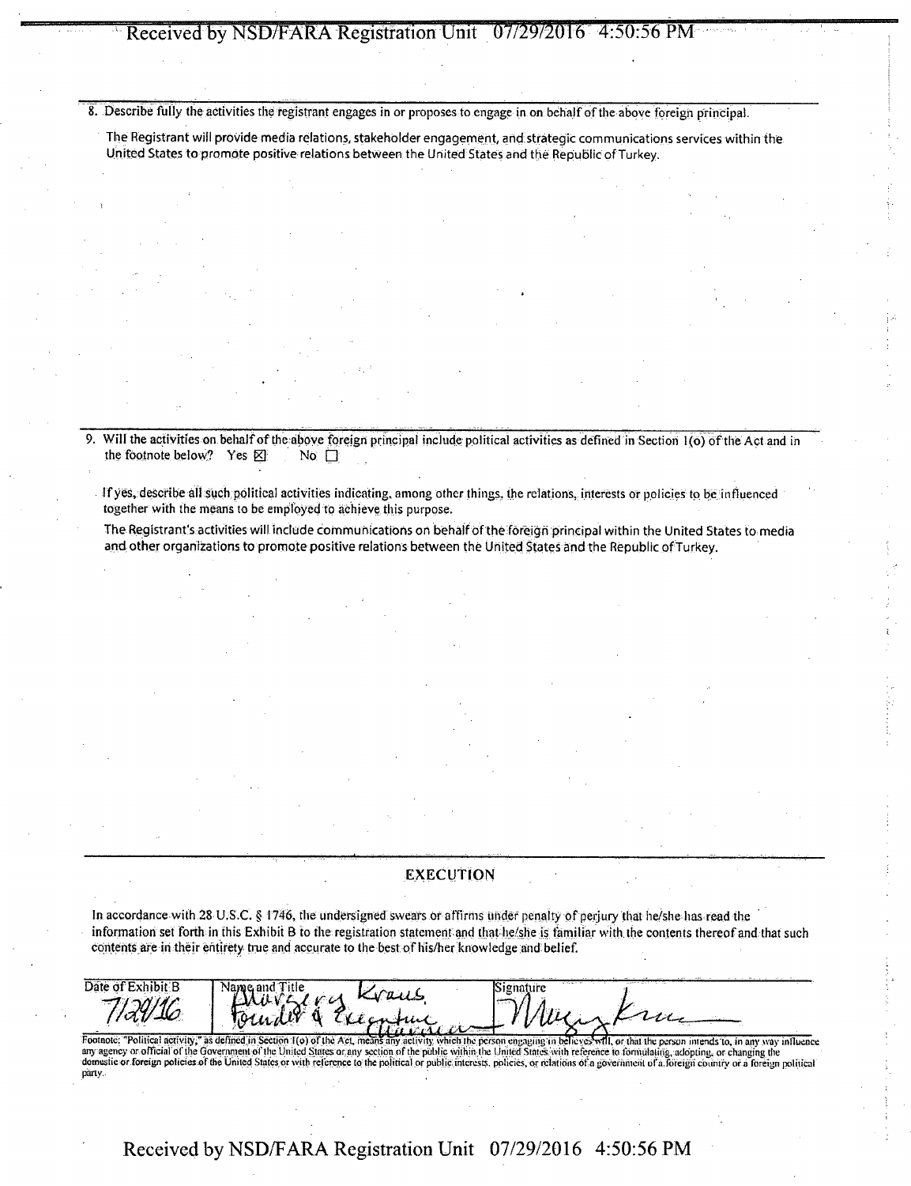8. Describe fully the activities the registrant engages in or proposes to engage in on behalf of the above foreign principal.

The Registrant will provide media relations, stakeholder engagement, and strategic communications services within the United States to promote positive relations between the United States and the Republic of Turkey.

9. Will the activities on behalf of the above foreign principal include political activities as defined in Section 1(o) of the Act and in the footnote below? Yes ☒ No ☐

If yes, describe all such political activities indicating, among other things, the relations, interests or policies to be influenced together with the means to be employed to achieve this purpose.

The Registrant's activities will include communications on behalf of the foreign principal within the United States to media and other organizations to promote positive relations between the United States and the Republic of Turkey.

## EXECUTION

In accordance with 28 U.S.C. § 1746, the undersigned swears or affirms under penalty of perjury that he/she has read the information set forth in this Exhibit B to the registration statement and that he/she is familiar with the contents thereof and that such contents are in their entirety true and accurate to the best of his/her knowledge and belief.

| Date of Exhibit B | Name and Title | Signature |
|---|---|---|
| 7/29/16 | Margery Kraus, Founder & Executive Chairman | Margery Kraus |

Footnote: "Political activity," as defined in Section 1(o) of the Act, means any activity which the person engaging in believes will, or that the person intends to, in any way influence any agency or official of the Government of the United States or any section of the public within the United States with reference to formulating, adopting, or changing the domestic or foreign policies of the United States or with reference to the political or public interests, policies, or relations of a government of a foreign country or a foreign political party.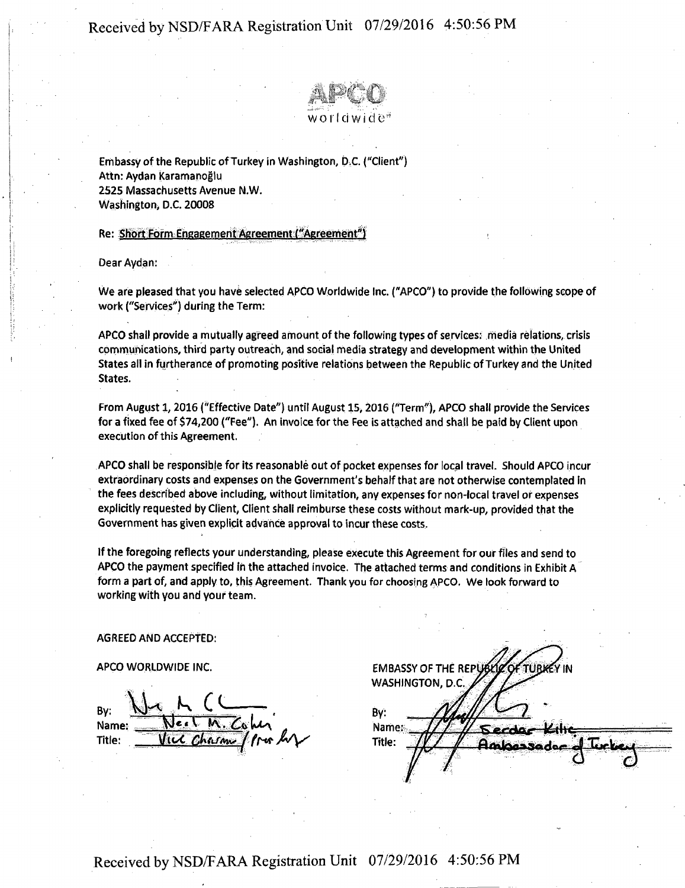APCO worldwide

Embassy of the Republic of Turkey in Washington, D.C. ("Client")
Attn: Aydan Karamanoğlu
2525 Massachusetts Avenue N.W.
Washington, D.C. 20008

Re: Short Form Engagement Agreement ("Agreement")

Dear Aydan:

We are pleased that you have selected APCO Worldwide Inc. ("APCO") to provide the following scope of work ("Services") during the Term:

APCO shall provide a mutually agreed amount of the following types of services: media relations, crisis communications, third party outreach, and social media strategy and development within the United States all in furtherance of promoting positive relations between the Republic of Turkey and the United States.

From August 1, 2016 ("Effective Date") until August 15, 2016 ("Term"), APCO shall provide the Services for a fixed fee of $74,200 ("Fee"). An invoice for the Fee is attached and shall be paid by Client upon execution of this Agreement.

APCO shall be responsible for its reasonable out of pocket expenses for local travel. Should APCO incur extraordinary costs and expenses on the Government's behalf that are not otherwise contemplated in the fees described above including, without limitation, any expenses for non-local travel or expenses explicitly requested by Client, Client shall reimburse these costs without mark-up, provided that the Government has given explicit advance approval to incur these costs.

If the foregoing reflects your understanding, please execute this Agreement for our files and send to APCO the payment specified in the attached invoice. The attached terms and conditions in Exhibit A form a part of, and apply to, this Agreement. Thank you for choosing APCO. We look forward to working with you and your team.

AGREED AND ACCEPTED:

APCO WORLDWIDE INC.

By: [signature]
Name: Neal M. Cohen
Title: Vice Chairman / Pres Int'l

EMBASSY OF THE REPUBLIC OF TURKEY IN WASHINGTON, D.C.

By: [signature]
Name: Serdar Kılıç
Title: Ambassador of Turkey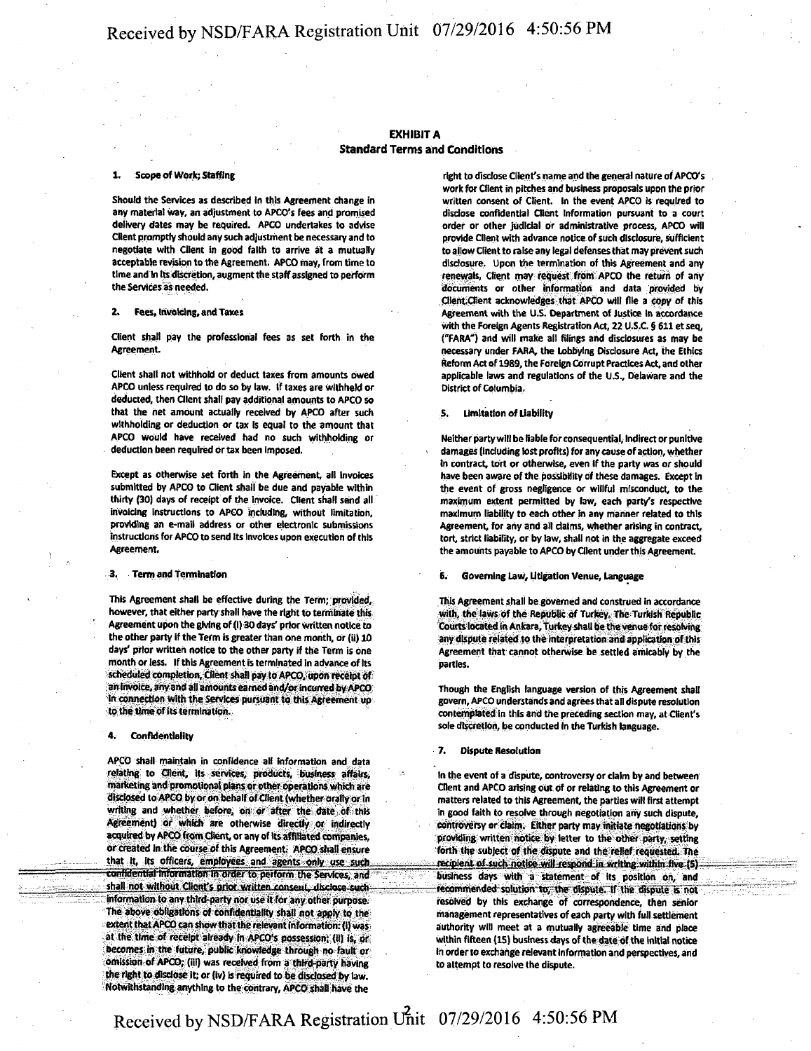## EXHIBIT A
### Standard Terms and Conditions

**1. Scope of Work; Staffing**

Should the Services as described in this Agreement change in any material way, an adjustment to APCO's fees and promised delivery dates may be required. APCO undertakes to advise Client promptly should any such adjustment be necessary and to negotiate with Client in good faith to arrive at a mutually acceptable revision to the Agreement. APCO may, from time to time and in its discretion, augment the staff assigned to perform the Services as needed.

**2. Fees, Invoicing, and Taxes**

Client shall pay the professional fees as set forth in the Agreement.

Client shall not withhold or deduct taxes from amounts owed APCO unless required to do so by law. If taxes are withheld or deducted, then Client shall pay additional amounts to APCO so that the net amount actually received by APCO after such withholding or deduction or tax is equal to the amount that APCO would have received had no such withholding or deduction been required or tax been imposed.

Except as otherwise set forth in the Agreement, all invoices submitted by APCO to Client shall be due and payable within thirty (30) days of receipt of the invoice. Client shall send all invoicing instructions to APCO including, without limitation, providing an e-mail address or other electronic submissions instructions for APCO to send its invoices upon execution of this Agreement.

**3. Term and Termination**

This Agreement shall be effective during the Term; provided, however, that either party shall have the right to terminate this Agreement upon the giving of (i) 30 days' prior written notice to the other party if the Term is greater than one month, or (ii) 10 days' prior written notice to the other party if the Term is one month or less. If this Agreement is terminated in advance of its scheduled completion, Client shall pay to APCO, upon receipt of an invoice, any and all amounts earned and/or incurred by APCO in connection with the Services pursuant to this Agreement up to the time of its termination.

**4. Confidentiality**

APCO shall maintain in confidence all information and data relating to Client, its services, products, business affairs, marketing and promotional plans or other operations which are disclosed to APCO by or on behalf of Client (whether orally or in writing and whether before, on or after the date of this Agreement) or which are otherwise directly or indirectly acquired by APCO from Client, or any of its affiliated companies, or created in the course of this Agreement. APCO shall ensure that it, its officers, employees and agents only use such confidential information in order to perform the Services, and shall not without Client's prior written consent, disclose such information to any third-party nor use it for any other purpose. The above obligations of confidentiality shall not apply to the extent that APCO can show that the relevant information: (i) was at the time of receipt already in APCO's possession; (ii) is, or becomes in the future, public knowledge through no fault or omission of APCO; (iii) was received from a third-party having the right to disclose it; or (iv) is required to be disclosed by law. Notwithstanding anything to the contrary, APCO shall have the right to disclose Client's name and the general nature of APCO's work for Client in pitches and business proposals upon the prior written consent of Client. In the event APCO is required to disclose confidential Client information pursuant to a court order or other judicial or administrative process, APCO will provide Client with advance notice of such disclosure, sufficient to allow Client to raise any legal defenses that may prevent such disclosure. Upon the termination of this Agreement and any renewals, Client may request from APCO the return of any documents or other information and data provided by Client.Client acknowledges that APCO will file a copy of this Agreement with the U.S. Department of Justice in accordance with the Foreign Agents Registration Act, 22 U.S.C. § 611 et seq, ("FARA") and will make all filings and disclosures as may be necessary under FARA, the Lobbying Disclosure Act, the Ethics Reform Act of 1989, the Foreign Corrupt Practices Act, and other applicable laws and regulations of the U.S., Delaware and the District of Columbia.

**5. Limitation of Liability**

Neither party will be liable for consequential, indirect or punitive damages (including lost profits) for any cause of action, whether in contract, tort or otherwise, even if the party was or should have been aware of the possibility of these damages. Except in the event of gross negligence or willful misconduct, to the maximum extent permitted by law, each party's respective maximum liability to each other in any manner related to this Agreement, for any and all claims, whether arising in contract, tort, strict liability, or by law, shall not in the aggregate exceed the amounts payable to APCO by Client under this Agreement.

**6. Governing Law, Litigation Venue, Language**

This Agreement shall be governed and construed in accordance with the laws of the Republic of Turkey. The Turkish Republic Courts located in Ankara, Turkey shall be the venue for resolving any dispute related to the interpretation and application of this Agreement that cannot otherwise be settled amicably by the parties.

Though the English language version of this Agreement shall govern, APCO understands and agrees that all dispute resolution contemplated in this and the preceding section may, at Client's sole discretion, be conducted in the Turkish language.

**7. Dispute Resolution**

In the event of a dispute, controversy or claim by and between Client and APCO arising out of or relating to this Agreement or matters related to this Agreement, the parties will first attempt in good faith to resolve through negotiation any such dispute, controversy or claim. Either party may initiate negotiations by providing written notice by letter to the other party, setting forth the subject of the dispute and the relief requested. The recipient of such notice will respond in writing within five (5) business days with a statement of its position on, and recommended solution to, the dispute. If the dispute is not resolved by this exchange of correspondence, then senior management representatives of each party with full settlement authority will meet at a mutually agreeable time and place within fifteen (15) business days of the date of the initial notice in order to exchange relevant information and perspectives, and to attempt to resolve the dispute.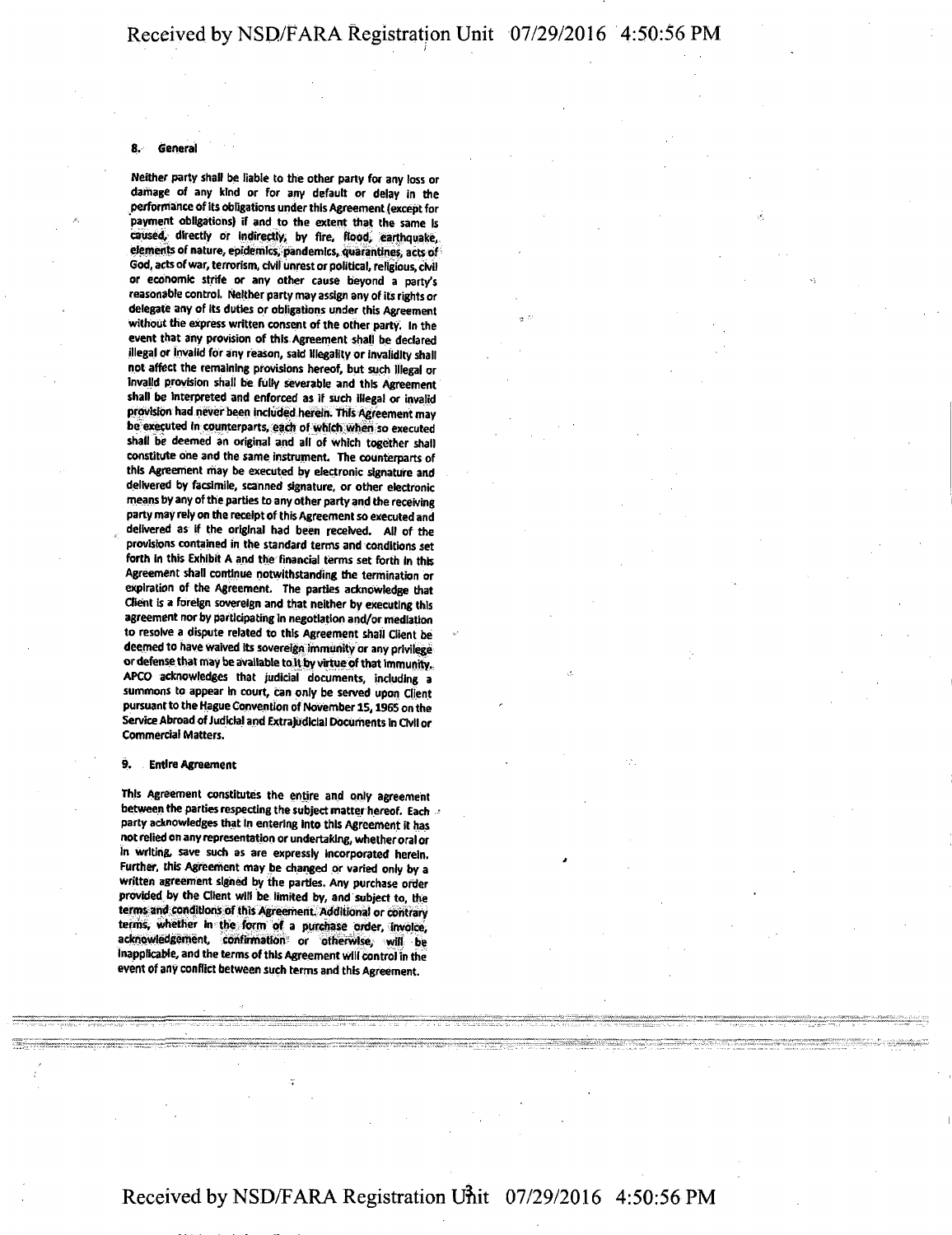## 8. General

Neither party shall be liable to the other party for any loss or damage of any kind or for any default or delay in the performance of its obligations under this Agreement (except for payment obligations) if and to the extent that the same is caused, directly or indirectly, by fire, flood, earthquake, elements of nature, epidemics, pandemics, quarantines, acts of God, acts of war, terrorism, civil unrest or political, religious, civil or economic strife or any other cause beyond a party's reasonable control. Neither party may assign any of its rights or delegate any of its duties or obligations under this Agreement without the express written consent of the other party. In the event that any provision of this Agreement shall be declared illegal or invalid for any reason, said illegality or invalidity shall not affect the remaining provisions hereof, but such illegal or invalid provision shall be fully severable and this Agreement shall be interpreted and enforced as if such illegal or invalid provision had never been included herein. This Agreement may be executed in counterparts, each of which when so executed shall be deemed an original and all of which together shall constitute one and the same instrument. The counterparts of this Agreement may be executed by electronic signature and delivered by facsimile, scanned signature, or other electronic means by any of the parties to any other party and the receiving party may rely on the receipt of this Agreement so executed and delivered as if the original had been received. All of the provisions contained in the standard terms and conditions set forth in this Exhibit A and the financial terms set forth in this Agreement shall continue notwithstanding the termination or expiration of the Agreement. The parties acknowledge that Client is a foreign sovereign and that neither by executing this agreement nor by participating in negotiation and/or mediation to resolve a dispute related to this Agreement shall Client be deemed to have waived its sovereign immunity or any privilege or defense that may be available to it by virtue of that immunity. APCO acknowledges that judicial documents, including a summons to appear in court, can only be served upon Client pursuant to the Hague Convention of November 15, 1965 on the Service Abroad of Judicial and Extrajudicial Documents in Civil or Commercial Matters.

## 9. Entire Agreement

This Agreement constitutes the entire and only agreement between the parties respecting the subject matter hereof. Each party acknowledges that in entering into this Agreement it has not relied on any representation or undertaking, whether oral or in writing, save such as are expressly incorporated herein. Further, this Agreement may be changed or varied only by a written agreement signed by the parties. Any purchase order provided by the Client will be limited by, and subject to, the terms and conditions of this Agreement. Additional or contrary terms, whether in the form of a purchase order, invoice, acknowledgement, confirmation or otherwise, will be inapplicable, and the terms of this Agreement will control in the event of any conflict between such terms and this Agreement.